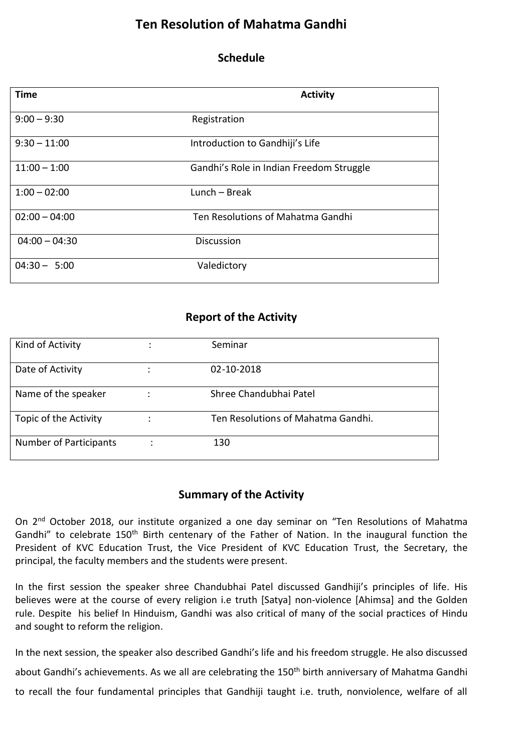# Ten Resolution of Mahatma Gandhi

## Schedule

| Time | Activity |
|---|---|
| 9:00 – 9:30 | Registration |
| 9:30 – 11:00 | Introduction to Gandhiji's Life |
| 11:00 – 1:00 | Gandhi's Role in Indian Freedom Struggle |
| 1:00 – 02:00 | Lunch – Break |
| 02:00 – 04:00 | Ten Resolutions of Mahatma Gandhi |
| 04:00 – 04:30 | Discussion |
| 04:30 – 5:00 | Valedictory |

## Report of the Activity

| | | |
|---|---|---|
| Kind of Activity | : | Seminar |
| Date of Activity | : | 02-10-2018 |
| Name of the speaker | : | Shree Chandubhai Patel |
| Topic of the Activity | : | Ten Resolutions of Mahatma Gandhi. |
| Number of Participants | : | 130 |

## Summary of the Activity

On 2nd October 2018, our institute organized a one day seminar on "Ten Resolutions of Mahatma Gandhi" to celebrate 150th Birth centenary of the Father of Nation. In the inaugural function the President of KVC Education Trust, the Vice President of KVC Education Trust, the Secretary, the principal, the faculty members and the students were present.

In the first session the speaker shree Chandubhai Patel discussed Gandhiji's principles of life. His believes were at the course of every religion i.e truth [Satya] non-violence [Ahimsa] and the Golden rule. Despite his belief In Hinduism, Gandhi was also critical of many of the social practices of Hindu and sought to reform the religion.

In the next session, the speaker also described Gandhi's life and his freedom struggle. He also discussed about Gandhi's achievements. As we all are celebrating the 150th birth anniversary of Mahatma Gandhi to recall the four fundamental principles that Gandhiji taught i.e. truth, nonviolence, welfare of all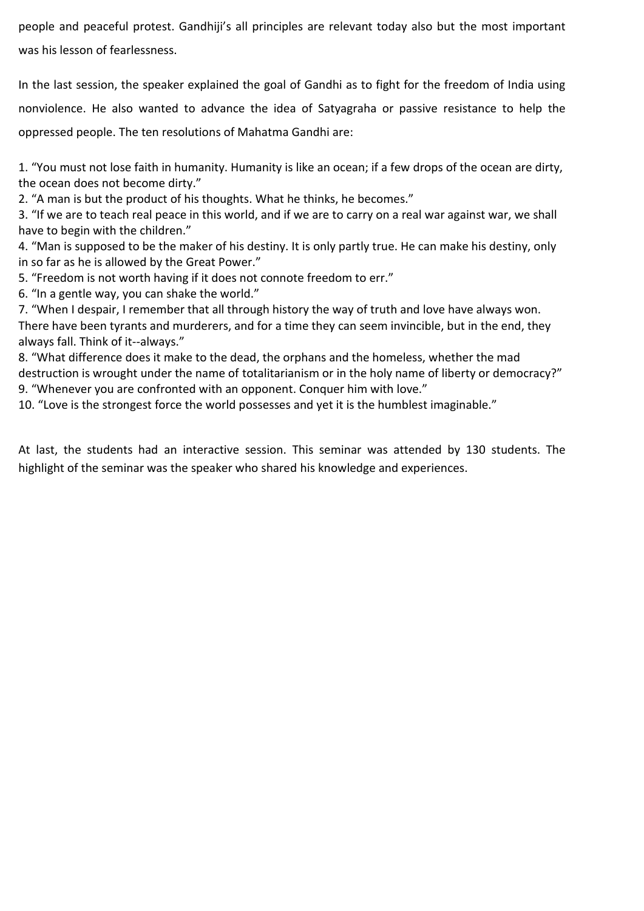people and peaceful protest. Gandhiji's all principles are relevant today also but the most important was his lesson of fearlessness.

In the last session, the speaker explained the goal of Gandhi as to fight for the freedom of India using nonviolence. He also wanted to advance the idea of Satyagraha or passive resistance to help the oppressed people. The ten resolutions of Mahatma Gandhi are:

1. "You must not lose faith in humanity. Humanity is like an ocean; if a few drops of the ocean are dirty, the ocean does not become dirty."
2. "A man is but the product of his thoughts. What he thinks, he becomes."
3. "If we are to teach real peace in this world, and if we are to carry on a real war against war, we shall have to begin with the children."
4. "Man is supposed to be the maker of his destiny. It is only partly true. He can make his destiny, only in so far as he is allowed by the Great Power."
5. "Freedom is not worth having if it does not connote freedom to err."
6. "In a gentle way, you can shake the world."
7. "When I despair, I remember that all through history the way of truth and love have always won. There have been tyrants and murderers, and for a time they can seem invincible, but in the end, they always fall. Think of it--always."
8. "What difference does it make to the dead, the orphans and the homeless, whether the mad destruction is wrought under the name of totalitarianism or in the holy name of liberty or democracy?"
9. "Whenever you are confronted with an opponent. Conquer him with love."
10. "Love is the strongest force the world possesses and yet it is the humblest imaginable."

At last, the students had an interactive session. This seminar was attended by 130 students. The highlight of the seminar was the speaker who shared his knowledge and experiences.